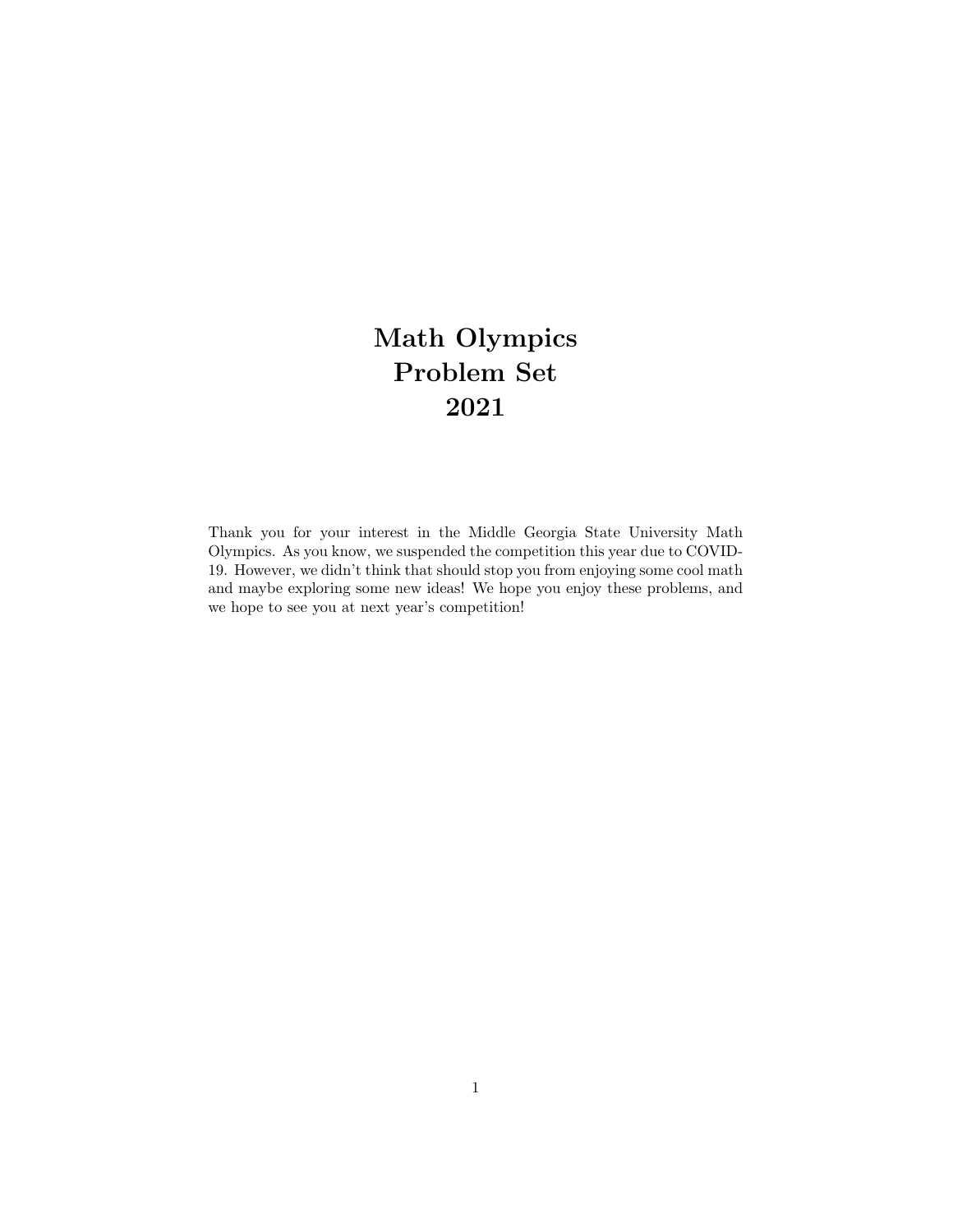# Math Olympics
# Problem Set
# 2021

Thank you for your interest in the Middle Georgia State University Math Olympics. As you know, we suspended the competition this year due to COVID-19. However, we didn't think that should stop you from enjoying some cool math and maybe exploring some new ideas! We hope you enjoy these problems, and we hope to see you at next year's competition!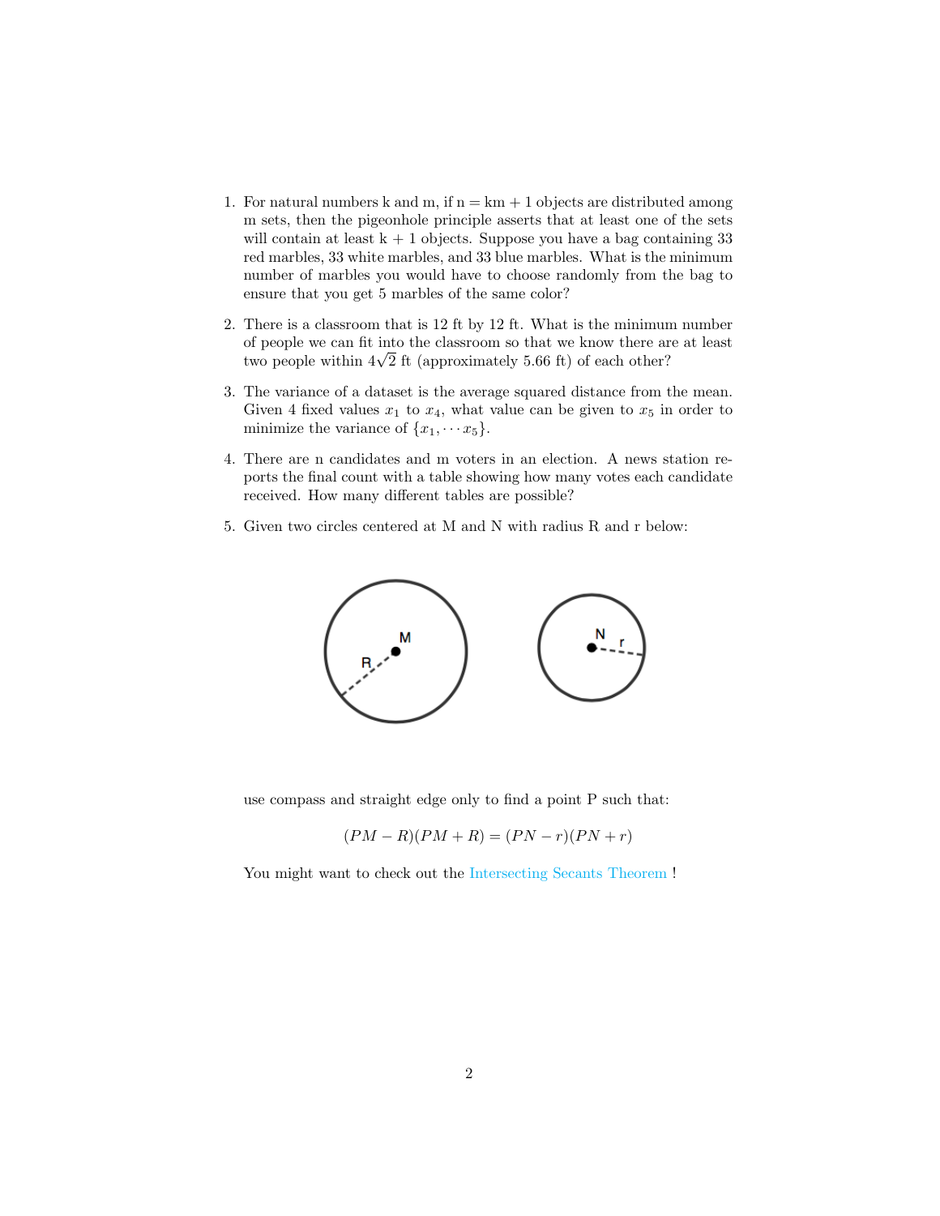1. For natural numbers k and m, if n = km + 1 objects are distributed among m sets, then the pigeonhole principle asserts that at least one of the sets will contain at least k + 1 objects. Suppose you have a bag containing 33 red marbles, 33 white marbles, and 33 blue marbles. What is the minimum number of marbles you would have to choose randomly from the bag to ensure that you get 5 marbles of the same color?

2. There is a classroom that is 12 ft by 12 ft. What is the minimum number of people we can fit into the classroom so that we know there are at least two people within $4\sqrt{2}$ ft (approximately 5.66 ft) of each other?

3. The variance of a dataset is the average squared distance from the mean. Given 4 fixed values $x_1$ to $x_4$, what value can be given to $x_5$ in order to minimize the variance of $\{x_1, \cdots x_5\}$.

4. There are n candidates and m voters in an election. A news station reports the final count with a table showing how many votes each candidate received. How many different tables are possible?

5. Given two circles centered at M and N with radius R and r below:

   use compass and straight edge only to find a point P such that:

   $$(PM - R)(PM + R) = (PN - r)(PN + r)$$

   You might want to check out the Intersecting Secants Theorem !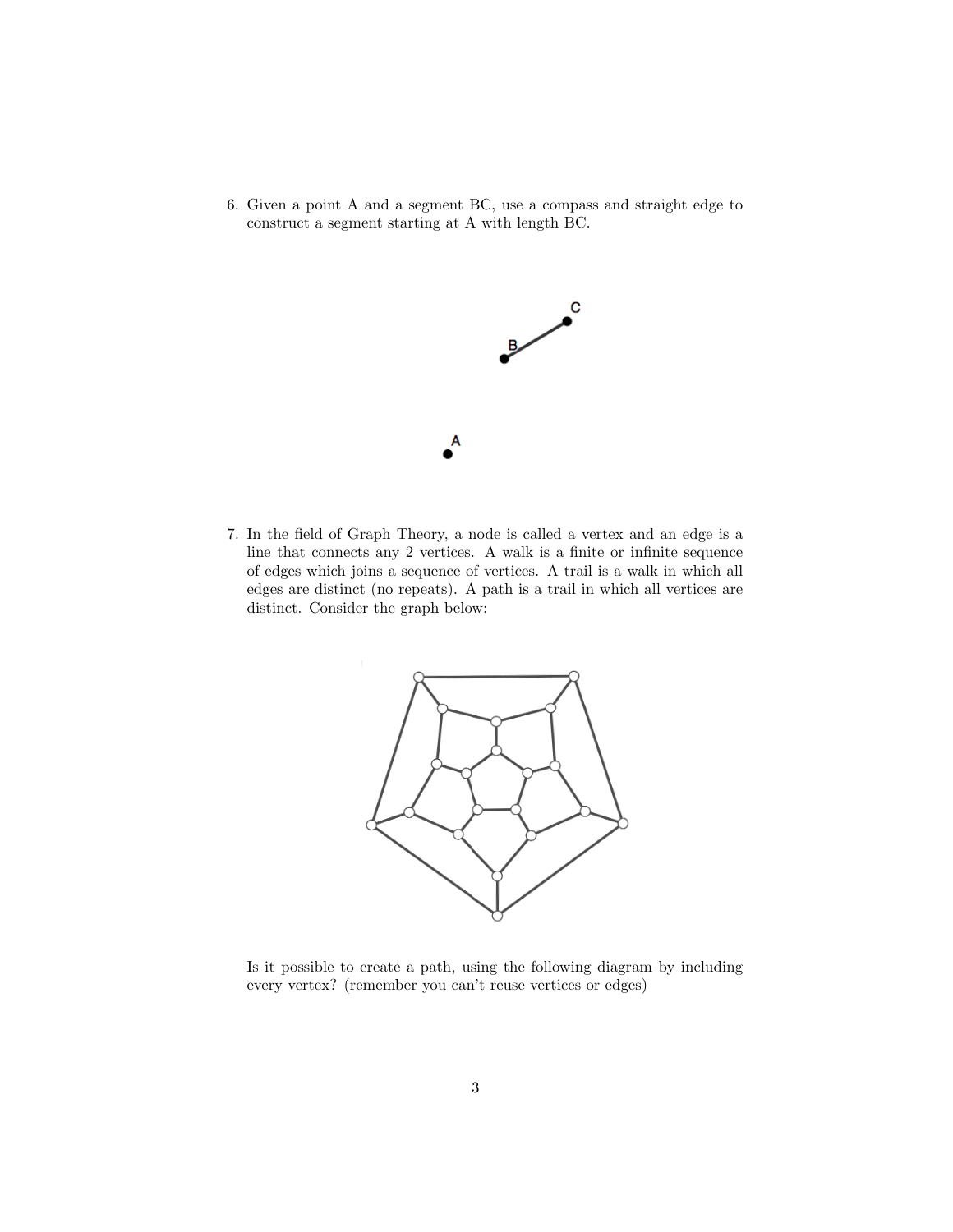6. Given a point A and a segment BC, use a compass and straight edge to construct a segment starting at A with length BC.

7. In the field of Graph Theory, a node is called a vertex and an edge is a line that connects any 2 vertices. A walk is a finite or infinite sequence of edges which joins a sequence of vertices. A trail is a walk in which all edges are distinct (no repeats). A path is a trail in which all vertices are distinct. Consider the graph below:

Is it possible to create a path, using the following diagram by including every vertex? (remember you can't reuse vertices or edges)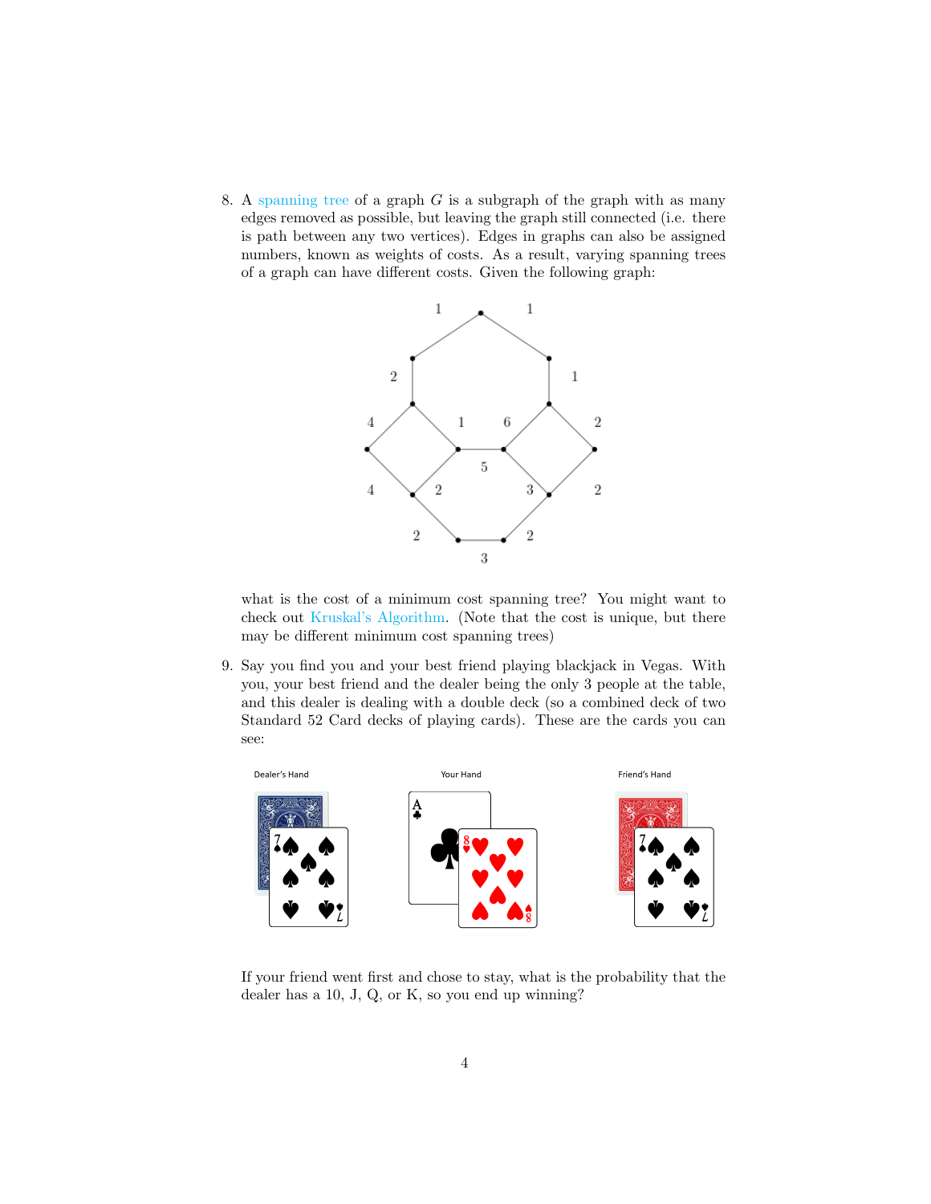8. A spanning tree of a graph $G$ is a subgraph of the graph with as many edges removed as possible, but leaving the graph still connected (i.e. there is path between any two vertices). Edges in graphs can also be assigned numbers, known as weights of costs. As a result, varying spanning trees of a graph can have different costs. Given the following graph:

   what is the cost of a minimum cost spanning tree? You might want to check out Kruskal's Algorithm. (Note that the cost is unique, but there may be different minimum cost spanning trees)

9. Say you find you and your best friend playing blackjack in Vegas. With you, your best friend and the dealer being the only 3 people at the table, and this dealer is dealing with a double deck (so a combined deck of two Standard 52 Card decks of playing cards). These are the cards you can see:

   Dealer's Hand

   Your Hand

   Friend's Hand

   If your friend went first and chose to stay, what is the probability that the dealer has a 10, J, Q, or K, so you end up winning?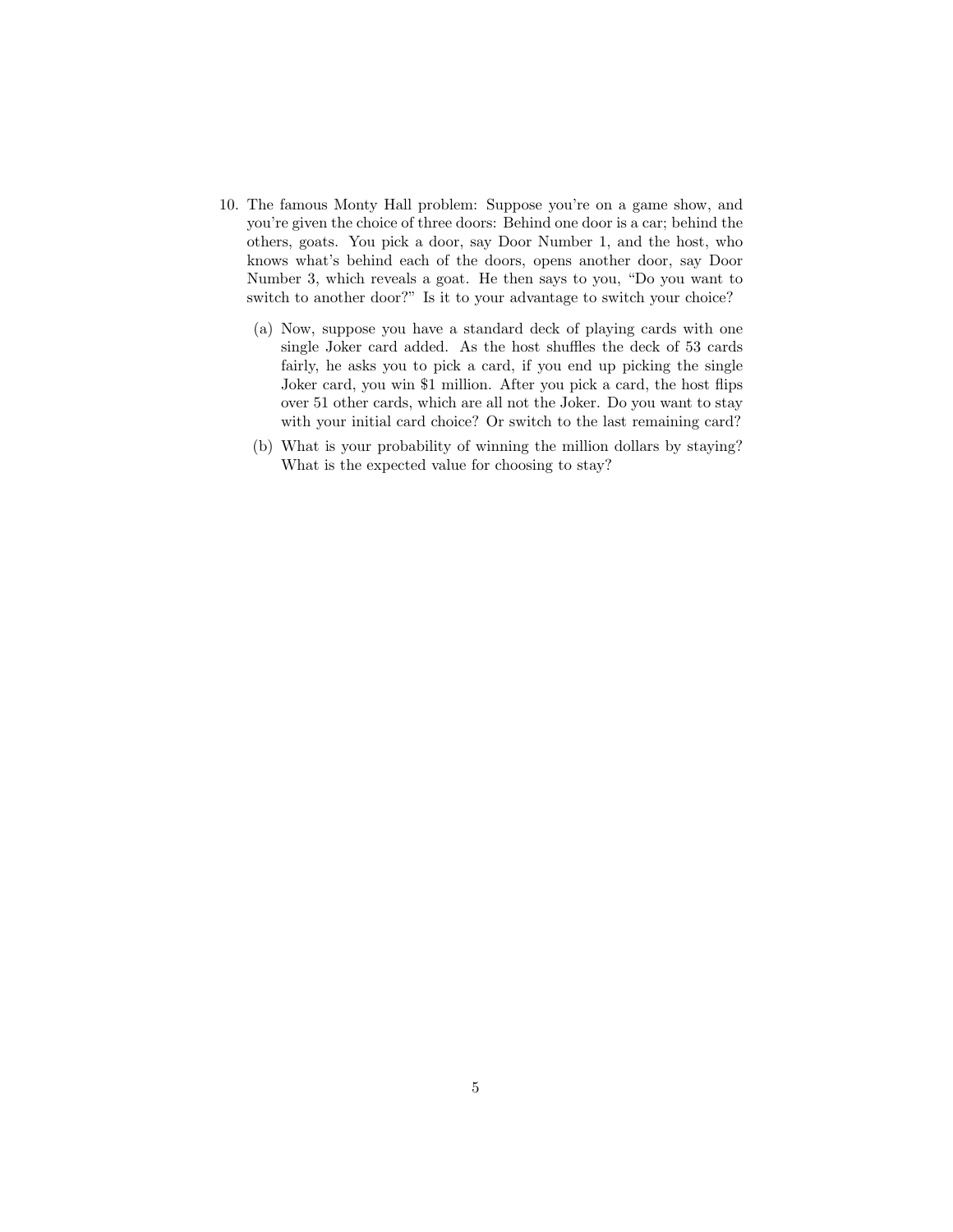10. The famous Monty Hall problem: Suppose you're on a game show, and you're given the choice of three doors: Behind one door is a car; behind the others, goats. You pick a door, say Door Number 1, and the host, who knows what's behind each of the doors, opens another door, say Door Number 3, which reveals a goat. He then says to you, "Do you want to switch to another door?" Is it to your advantage to switch your choice?

    (a) Now, suppose you have a standard deck of playing cards with one single Joker card added. As the host shuffles the deck of 53 cards fairly, he asks you to pick a card, if you end up picking the single Joker card, you win $1 million. After you pick a card, the host flips over 51 other cards, which are all not the Joker. Do you want to stay with your initial card choice? Or switch to the last remaining card?

    (b) What is your probability of winning the million dollars by staying? What is the expected value for choosing to stay?